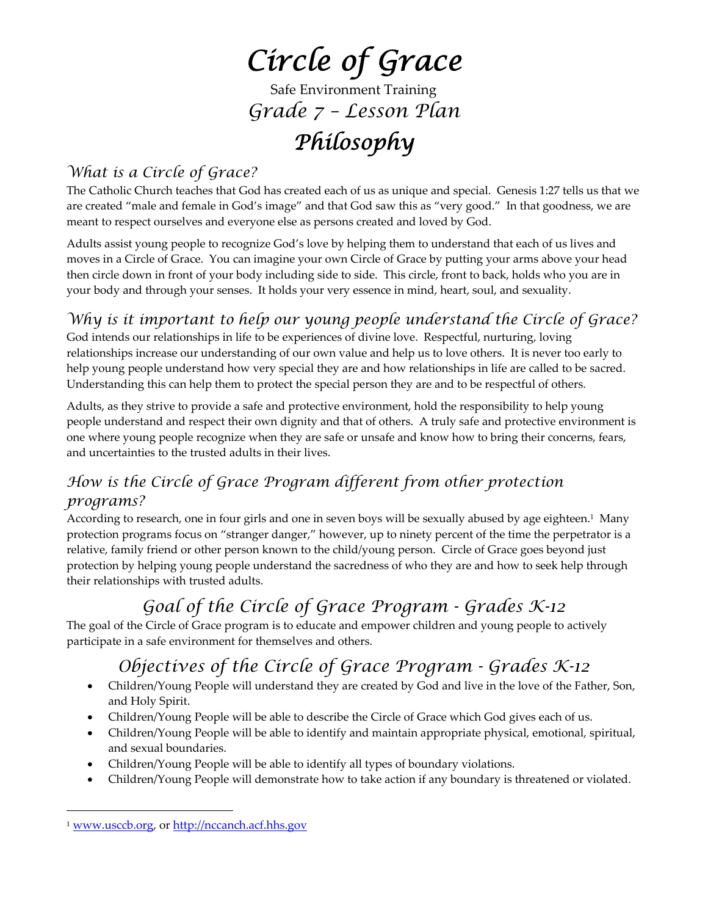# Circle of Grace

Safe Environment Training

## Grade 7 – Lesson Plan

# Philosophy

### What is a Circle of Grace?

The Catholic Church teaches that God has created each of us as unique and special. Genesis 1:27 tells us that we are created "male and female in God's image" and that God saw this as "very good." In that goodness, we are meant to respect ourselves and everyone else as persons created and loved by God.

Adults assist young people to recognize God's love by helping them to understand that each of us lives and moves in a Circle of Grace. You can imagine your own Circle of Grace by putting your arms above your head then circle down in front of your body including side to side. This circle, front to back, holds who you are in your body and through your senses. It holds your very essence in mind, heart, soul, and sexuality.

### Why is it important to help our young people understand the Circle of Grace?

God intends our relationships in life to be experiences of divine love. Respectful, nurturing, loving relationships increase our understanding of our own value and help us to love others. It is never too early to help young people understand how very special they are and how relationships in life are called to be sacred. Understanding this can help them to protect the special person they are and to be respectful of others.

Adults, as they strive to provide a safe and protective environment, hold the responsibility to help young people understand and respect their own dignity and that of others. A truly safe and protective environment is one where young people recognize when they are safe or unsafe and know how to bring their concerns, fears, and uncertainties to the trusted adults in their lives.

### How is the Circle of Grace Program different from other protection programs?

According to research, one in four girls and one in seven boys will be sexually abused by age eighteen.[1] Many protection programs focus on "stranger danger," however, up to ninety percent of the time the perpetrator is a relative, family friend or other person known to the child/young person. Circle of Grace goes beyond just protection by helping young people understand the sacredness of who they are and how to seek help through their relationships with trusted adults.

## Goal of the Circle of Grace Program - Grades K-12

The goal of the Circle of Grace program is to educate and empower children and young people to actively participate in a safe environment for themselves and others.

## Objectives of the Circle of Grace Program - Grades K-12

- Children/Young People will understand they are created by God and live in the love of the Father, Son, and Holy Spirit.
- Children/Young People will be able to describe the Circle of Grace which God gives each of us.
- Children/Young People will be able to identify and maintain appropriate physical, emotional, spiritual, and sexual boundaries.
- Children/Young People will be able to identify all types of boundary violations.
- Children/Young People will demonstrate how to take action if any boundary is threatened or violated.

---

[1] www.usccb.org, or http://nccanch.acf.hhs.gov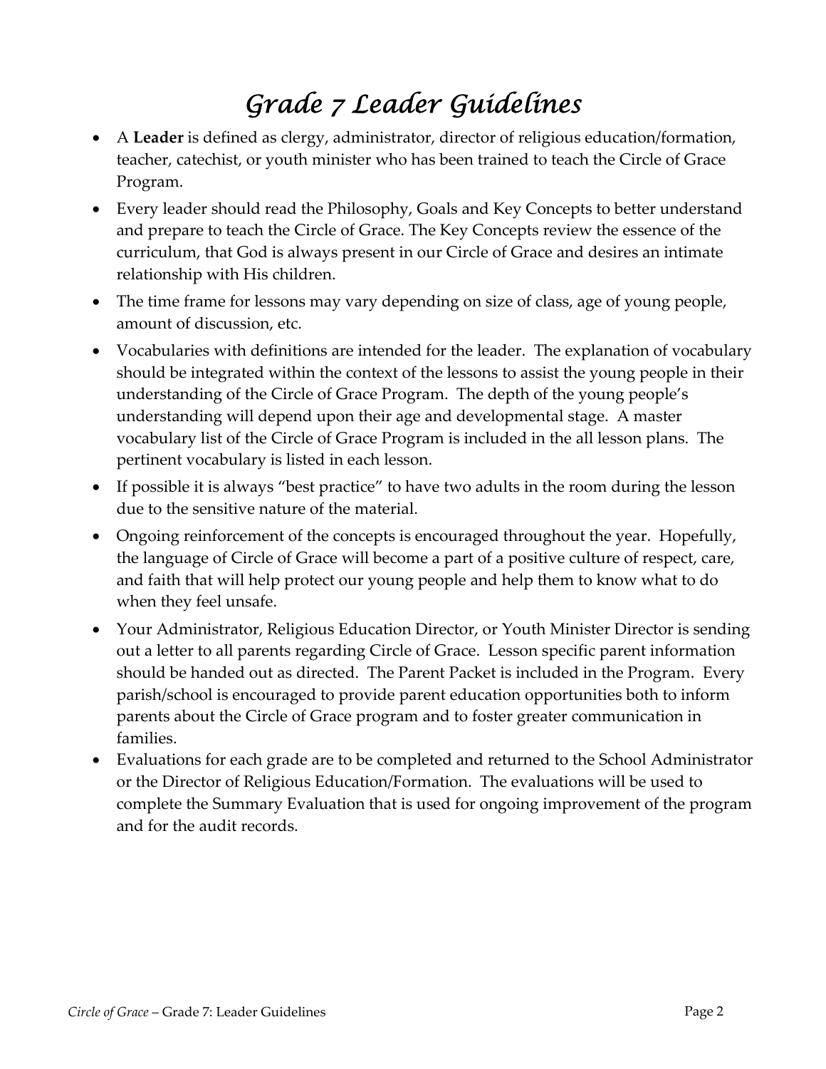# *Grade 7 Leader Guidelines*

- A **Leader** is defined as clergy, administrator, director of religious education/formation, teacher, catechist, or youth minister who has been trained to teach the Circle of Grace Program.
- Every leader should read the Philosophy, Goals and Key Concepts to better understand and prepare to teach the Circle of Grace. The Key Concepts review the essence of the curriculum, that God is always present in our Circle of Grace and desires an intimate relationship with His children.
- The time frame for lessons may vary depending on size of class, age of young people, amount of discussion, etc.
- Vocabularies with definitions are intended for the leader. The explanation of vocabulary should be integrated within the context of the lessons to assist the young people in their understanding of the Circle of Grace Program. The depth of the young people's understanding will depend upon their age and developmental stage. A master vocabulary list of the Circle of Grace Program is included in the all lesson plans. The pertinent vocabulary is listed in each lesson.
- If possible it is always "best practice" to have two adults in the room during the lesson due to the sensitive nature of the material.
- Ongoing reinforcement of the concepts is encouraged throughout the year. Hopefully, the language of Circle of Grace will become a part of a positive culture of respect, care, and faith that will help protect our young people and help them to know what to do when they feel unsafe.
- Your Administrator, Religious Education Director, or Youth Minister Director is sending out a letter to all parents regarding Circle of Grace. Lesson specific parent information should be handed out as directed. The Parent Packet is included in the Program. Every parish/school is encouraged to provide parent education opportunities both to inform parents about the Circle of Grace program and to foster greater communication in families.
- Evaluations for each grade are to be completed and returned to the School Administrator or the Director of Religious Education/Formation. The evaluations will be used to complete the Summary Evaluation that is used for ongoing improvement of the program and for the audit records.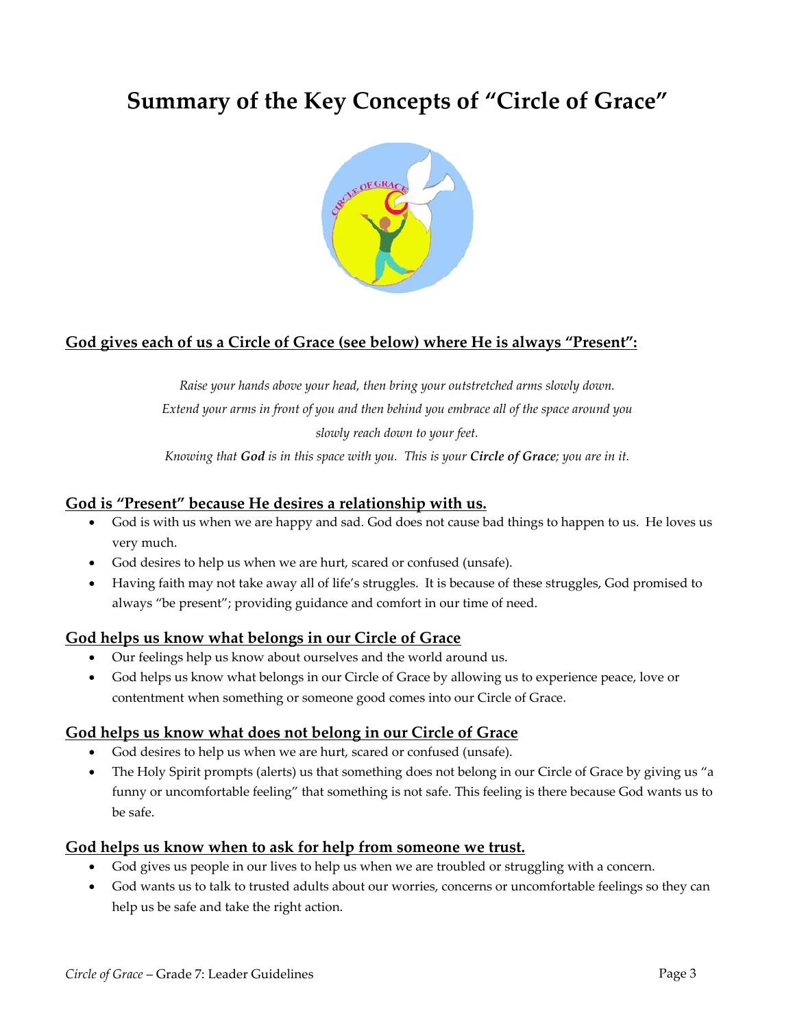# Summary of the Key Concepts of "Circle of Grace"

## God gives each of us a Circle of Grace (see below) where He is always "Present":

*Raise your hands above your head, then bring your outstretched arms slowly down.*
*Extend your arms in front of you and then behind you embrace all of the space around you*
*slowly reach down to your feet.*
*Knowing that* ***God*** *is in this space with you. This is your* ***Circle of Grace****; you are in it.*

## God is "Present" because He desires a relationship with us.

- God is with us when we are happy and sad. God does not cause bad things to happen to us. He loves us very much.
- God desires to help us when we are hurt, scared or confused (unsafe).
- Having faith may not take away all of life's struggles. It is because of these struggles, God promised to always "be present"; providing guidance and comfort in our time of need.

## God helps us know what belongs in our Circle of Grace

- Our feelings help us know about ourselves and the world around us.
- God helps us know what belongs in our Circle of Grace by allowing us to experience peace, love or contentment when something or someone good comes into our Circle of Grace.

## God helps us know what does not belong in our Circle of Grace

- God desires to help us when we are hurt, scared or confused (unsafe).
- The Holy Spirit prompts (alerts) us that something does not belong in our Circle of Grace by giving us "a funny or uncomfortable feeling" that something is not safe. This feeling is there because God wants us to be safe.

## God helps us know when to ask for help from someone we trust.

- God gives us people in our lives to help us when we are troubled or struggling with a concern.
- God wants us to talk to trusted adults about our worries, concerns or uncomfortable feelings so they can help us be safe and take the right action.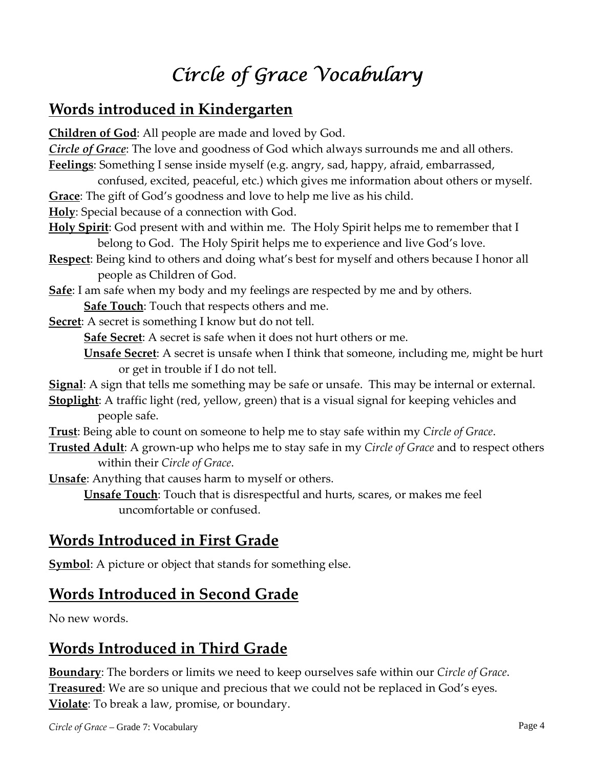# *Circle of Grace Vocabulary*

## Words introduced in Kindergarten

**Children of God**: All people are made and loved by God.

***Circle of Grace***: The love and goodness of God which always surrounds me and all others.

**Feelings**: Something I sense inside myself (e.g. angry, sad, happy, afraid, embarrassed, confused, excited, peaceful, etc.) which gives me information about others or myself.

**Grace**: The gift of God's goodness and love to help me live as his child.

**Holy**: Special because of a connection with God.

**Holy Spirit**: God present with and within me. The Holy Spirit helps me to remember that I belong to God. The Holy Spirit helps me to experience and live God's love.

**Respect**: Being kind to others and doing what's best for myself and others because I honor all people as Children of God.

**Safe**: I am safe when my body and my feelings are respected by me and by others.

- **Safe Touch**: Touch that respects others and me.

**Secret**: A secret is something I know but do not tell.

- **Safe Secret**: A secret is safe when it does not hurt others or me.
- **Unsafe Secret**: A secret is unsafe when I think that someone, including me, might be hurt or get in trouble if I do not tell.

**Signal**: A sign that tells me something may be safe or unsafe. This may be internal or external.

**Stoplight**: A traffic light (red, yellow, green) that is a visual signal for keeping vehicles and people safe.

**Trust**: Being able to count on someone to help me to stay safe within my *Circle of Grace*.

**Trusted Adult**: A grown-up who helps me to stay safe in my *Circle of Grace* and to respect others within their *Circle of Grace*.

**Unsafe**: Anything that causes harm to myself or others.

- **Unsafe Touch**: Touch that is disrespectful and hurts, scares, or makes me feel uncomfortable or confused.

## Words Introduced in First Grade

**Symbol**: A picture or object that stands for something else.

## Words Introduced in Second Grade

No new words.

## Words Introduced in Third Grade

**Boundary**: The borders or limits we need to keep ourselves safe within our *Circle of Grace*.

**Treasured**: We are so unique and precious that we could not be replaced in God's eyes.

**Violate**: To break a law, promise, or boundary.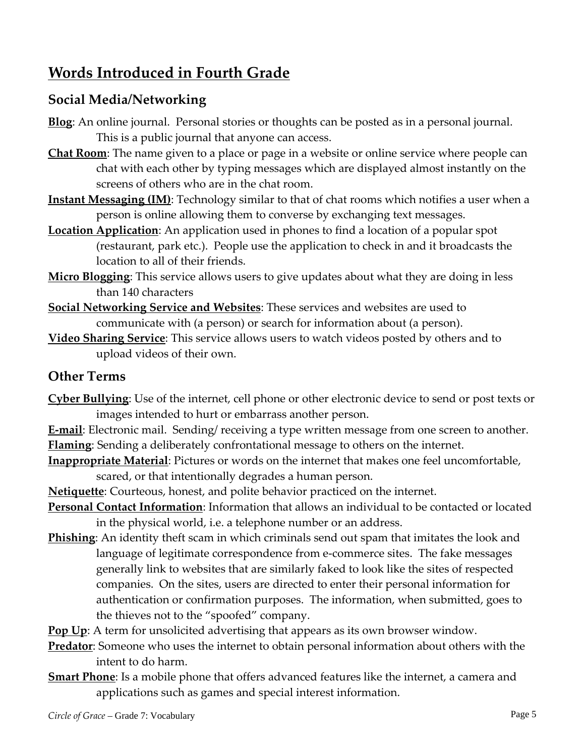# Words Introduced in Fourth Grade

## Social Media/Networking

**Blog**: An online journal. Personal stories or thoughts can be posted as in a personal journal. This is a public journal that anyone can access.

**Chat Room**: The name given to a place or page in a website or online service where people can chat with each other by typing messages which are displayed almost instantly on the screens of others who are in the chat room.

**Instant Messaging (IM)**: Technology similar to that of chat rooms which notifies a user when a person is online allowing them to converse by exchanging text messages.

**Location Application**: An application used in phones to find a location of a popular spot (restaurant, park etc.). People use the application to check in and it broadcasts the location to all of their friends.

**Micro Blogging**: This service allows users to give updates about what they are doing in less than 140 characters

**Social Networking Service and Websites**: These services and websites are used to communicate with (a person) or search for information about (a person).

**Video Sharing Service**: This service allows users to watch videos posted by others and to upload videos of their own.

## Other Terms

**Cyber Bullying**: Use of the internet, cell phone or other electronic device to send or post texts or images intended to hurt or embarrass another person.

**E-mail**: Electronic mail. Sending/ receiving a type written message from one screen to another.

**Flaming**: Sending a deliberately confrontational message to others on the internet.

**Inappropriate Material**: Pictures or words on the internet that makes one feel uncomfortable, scared, or that intentionally degrades a human person.

**Netiquette**: Courteous, honest, and polite behavior practiced on the internet.

**Personal Contact Information**: Information that allows an individual to be contacted or located in the physical world, i.e. a telephone number or an address.

**Phishing**: An identity theft scam in which criminals send out spam that imitates the look and language of legitimate correspondence from e-commerce sites. The fake messages generally link to websites that are similarly faked to look like the sites of respected companies. On the sites, users are directed to enter their personal information for authentication or confirmation purposes. The information, when submitted, goes to the thieves not to the "spoofed" company.

**Pop Up**: A term for unsolicited advertising that appears as its own browser window.

**Predator**: Someone who uses the internet to obtain personal information about others with the intent to do harm.

**Smart Phone**: Is a mobile phone that offers advanced features like the internet, a camera and applications such as games and special interest information.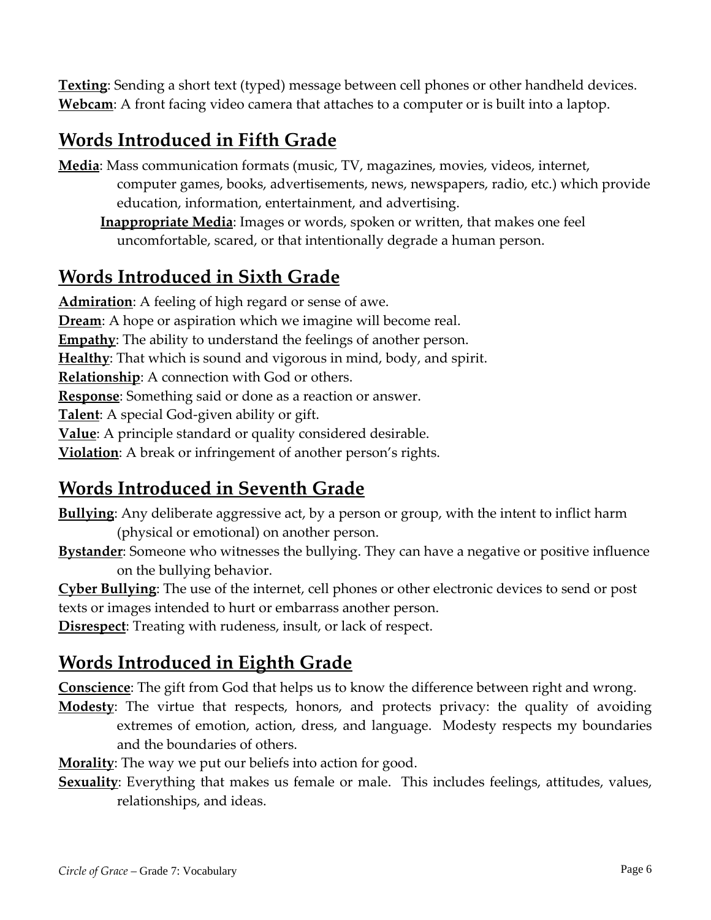**Texting**: Sending a short text (typed) message between cell phones or other handheld devices.
**Webcam**: A front facing video camera that attaches to a computer or is built into a laptop.

## Words Introduced in Fifth Grade

**Media**: Mass communication formats (music, TV, magazines, movies, videos, internet, computer games, books, advertisements, news, newspapers, radio, etc.) which provide education, information, entertainment, and advertising.

**Inappropriate Media**: Images or words, spoken or written, that makes one feel uncomfortable, scared, or that intentionally degrade a human person.

## Words Introduced in Sixth Grade

**Admiration**: A feeling of high regard or sense of awe.
**Dream**: A hope or aspiration which we imagine will become real.
**Empathy**: The ability to understand the feelings of another person.
**Healthy**: That which is sound and vigorous in mind, body, and spirit.
**Relationship**: A connection with God or others.
**Response**: Something said or done as a reaction or answer.
**Talent**: A special God-given ability or gift.
**Value**: A principle standard or quality considered desirable.
**Violation**: A break or infringement of another person's rights.

## Words Introduced in Seventh Grade

**Bullying**: Any deliberate aggressive act, by a person or group, with the intent to inflict harm (physical or emotional) on another person.
**Bystander**: Someone who witnesses the bullying. They can have a negative or positive influence on the bullying behavior.
**Cyber Bullying**: The use of the internet, cell phones or other electronic devices to send or post texts or images intended to hurt or embarrass another person.
**Disrespect**: Treating with rudeness, insult, or lack of respect.

## Words Introduced in Eighth Grade

**Conscience**: The gift from God that helps us to know the difference between right and wrong.
**Modesty**: The virtue that respects, honors, and protects privacy: the quality of avoiding extremes of emotion, action, dress, and language. Modesty respects my boundaries and the boundaries of others.
**Morality**: The way we put our beliefs into action for good.
**Sexuality**: Everything that makes us female or male. This includes feelings, attitudes, values, relationships, and ideas.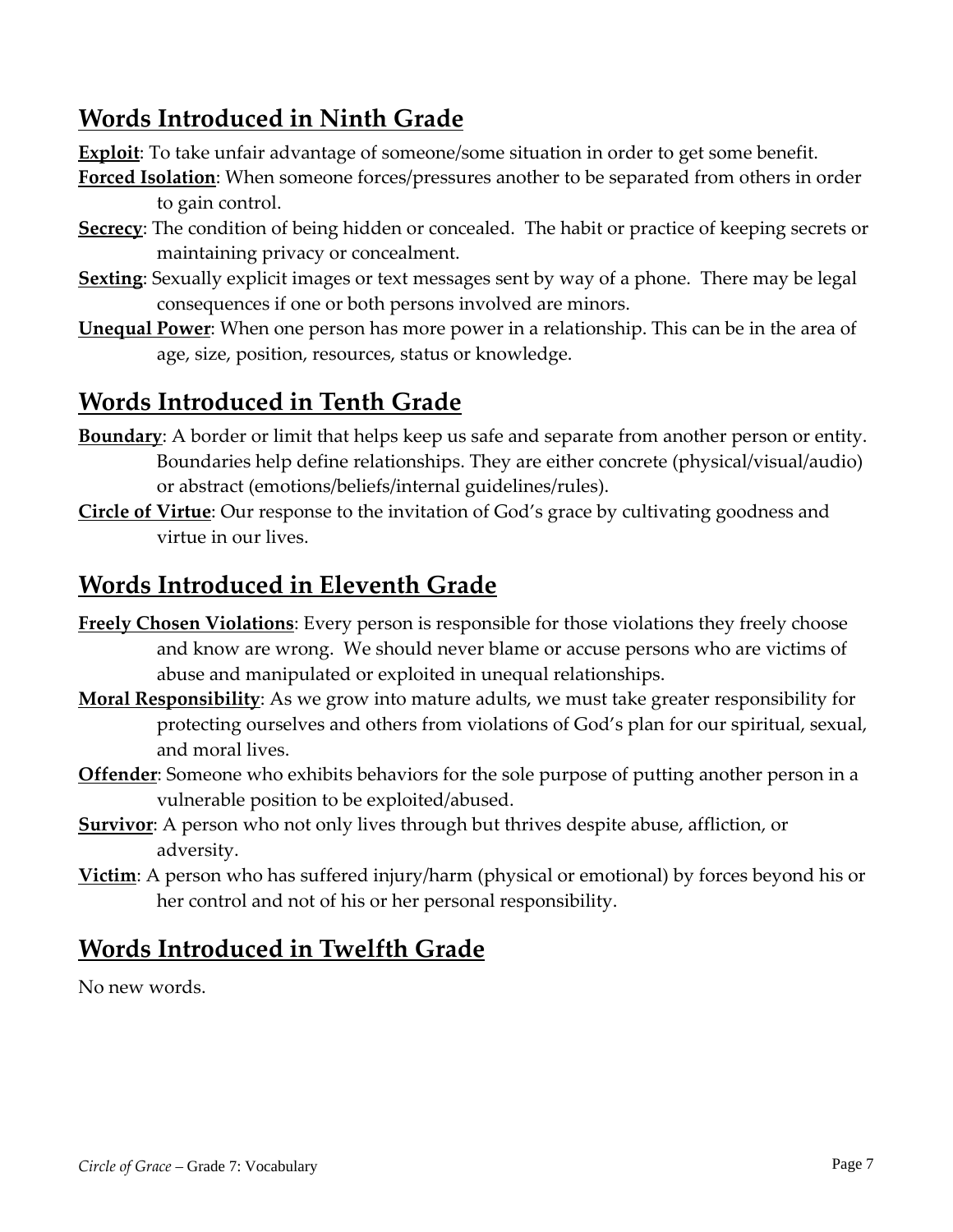## Words Introduced in Ninth Grade

**Exploit**: To take unfair advantage of someone/some situation in order to get some benefit.

**Forced Isolation**: When someone forces/pressures another to be separated from others in order to gain control.

**Secrecy**: The condition of being hidden or concealed. The habit or practice of keeping secrets or maintaining privacy or concealment.

**Sexting**: Sexually explicit images or text messages sent by way of a phone. There may be legal consequences if one or both persons involved are minors.

**Unequal Power**: When one person has more power in a relationship. This can be in the area of age, size, position, resources, status or knowledge.

## Words Introduced in Tenth Grade

**Boundary**: A border or limit that helps keep us safe and separate from another person or entity. Boundaries help define relationships. They are either concrete (physical/visual/audio) or abstract (emotions/beliefs/internal guidelines/rules).

**Circle of Virtue**: Our response to the invitation of God's grace by cultivating goodness and virtue in our lives.

## Words Introduced in Eleventh Grade

**Freely Chosen Violations**: Every person is responsible for those violations they freely choose and know are wrong. We should never blame or accuse persons who are victims of abuse and manipulated or exploited in unequal relationships.

**Moral Responsibility**: As we grow into mature adults, we must take greater responsibility for protecting ourselves and others from violations of God's plan for our spiritual, sexual, and moral lives.

**Offender**: Someone who exhibits behaviors for the sole purpose of putting another person in a vulnerable position to be exploited/abused.

**Survivor**: A person who not only lives through but thrives despite abuse, affliction, or adversity.

**Victim**: A person who has suffered injury/harm (physical or emotional) by forces beyond his or her control and not of his or her personal responsibility.

## Words Introduced in Twelfth Grade

No new words.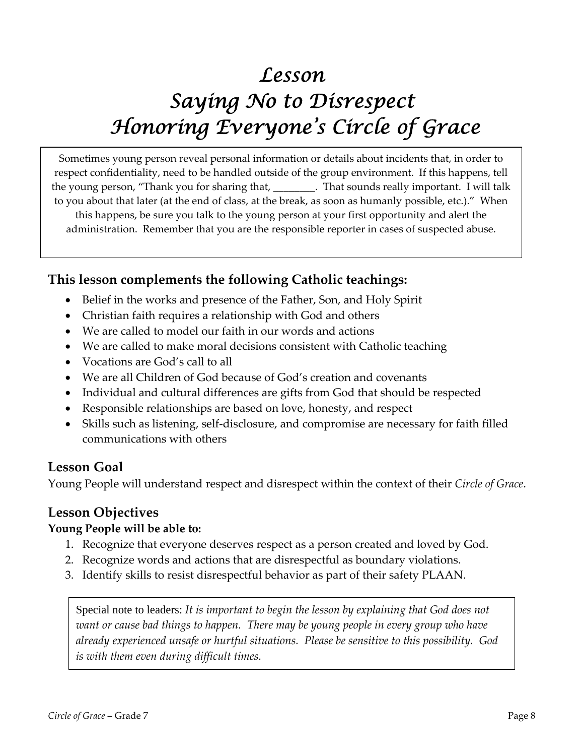# Lesson
# Saying No to Disrespect
# Honoring Everyone's Circle of Grace

Sometimes young person reveal personal information or details about incidents that, in order to respect confidentiality, need to be handled outside of the group environment. If this happens, tell the young person, "Thank you for sharing that, ________. That sounds really important. I will talk to you about that later (at the end of class, at the break, as soon as humanly possible, etc.)." When this happens, be sure you talk to the young person at your first opportunity and alert the administration. Remember that you are the responsible reporter in cases of suspected abuse.

## This lesson complements the following Catholic teachings:

- Belief in the works and presence of the Father, Son, and Holy Spirit
- Christian faith requires a relationship with God and others
- We are called to model our faith in our words and actions
- We are called to make moral decisions consistent with Catholic teaching
- Vocations are God's call to all
- We are all Children of God because of God's creation and covenants
- Individual and cultural differences are gifts from God that should be respected
- Responsible relationships are based on love, honesty, and respect
- Skills such as listening, self-disclosure, and compromise are necessary for faith filled communications with others

## Lesson Goal

Young People will understand respect and disrespect within the context of their *Circle of Grace*.

## Lesson Objectives

**Young People will be able to:**

1. Recognize that everyone deserves respect as a person created and loved by God.
2. Recognize words and actions that are disrespectful as boundary violations.
3. Identify skills to resist disrespectful behavior as part of their safety PLAAN.

Special note to leaders: *It is important to begin the lesson by explaining that God does not want or cause bad things to happen. There may be young people in every group who have already experienced unsafe or hurtful situations. Please be sensitive to this possibility. God is with them even during difficult times.*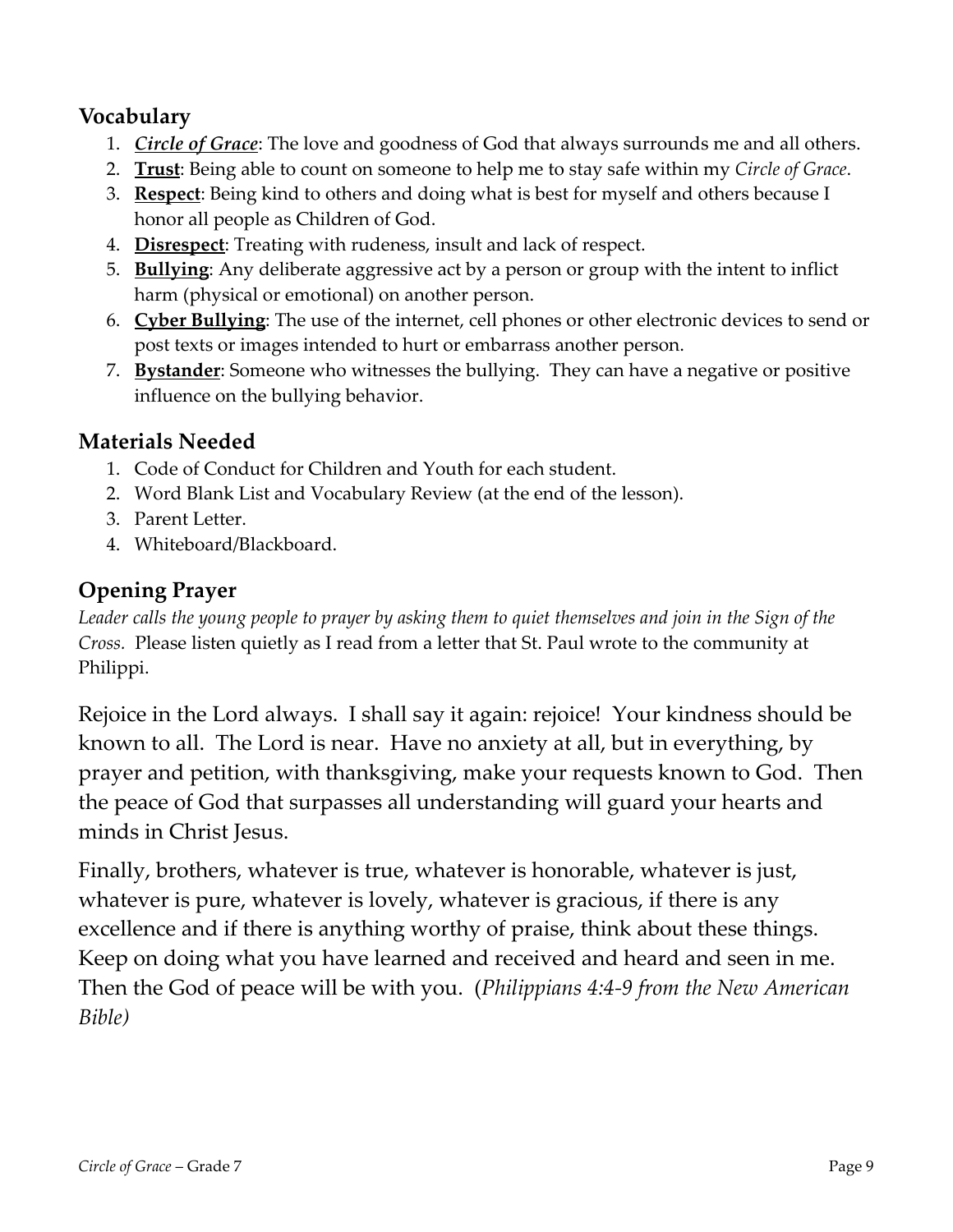## Vocabulary

1. ***Circle of Grace***: The love and goodness of God that always surrounds me and all others.
2. **Trust**: Being able to count on someone to help me to stay safe within my *Circle of Grace*.
3. **Respect**: Being kind to others and doing what is best for myself and others because I honor all people as Children of God.
4. **Disrespect**: Treating with rudeness, insult and lack of respect.
5. **Bullying**: Any deliberate aggressive act by a person or group with the intent to inflict harm (physical or emotional) on another person.
6. **Cyber Bullying**: The use of the internet, cell phones or other electronic devices to send or post texts or images intended to hurt or embarrass another person.
7. **Bystander**: Someone who witnesses the bullying. They can have a negative or positive influence on the bullying behavior.

## Materials Needed

1. Code of Conduct for Children and Youth for each student.
2. Word Blank List and Vocabulary Review (at the end of the lesson).
3. Parent Letter.
4. Whiteboard/Blackboard.

## Opening Prayer

*Leader calls the young people to prayer by asking them to quiet themselves and join in the Sign of the Cross.* Please listen quietly as I read from a letter that St. Paul wrote to the community at Philippi.

Rejoice in the Lord always. I shall say it again: rejoice! Your kindness should be known to all. The Lord is near. Have no anxiety at all, but in everything, by prayer and petition, with thanksgiving, make your requests known to God. Then the peace of God that surpasses all understanding will guard your hearts and minds in Christ Jesus.

Finally, brothers, whatever is true, whatever is honorable, whatever is just, whatever is pure, whatever is lovely, whatever is gracious, if there is any excellence and if there is anything worthy of praise, think about these things. Keep on doing what you have learned and received and heard and seen in me. Then the God of peace will be with you. (*Philippians 4:4-9 from the New American Bible)*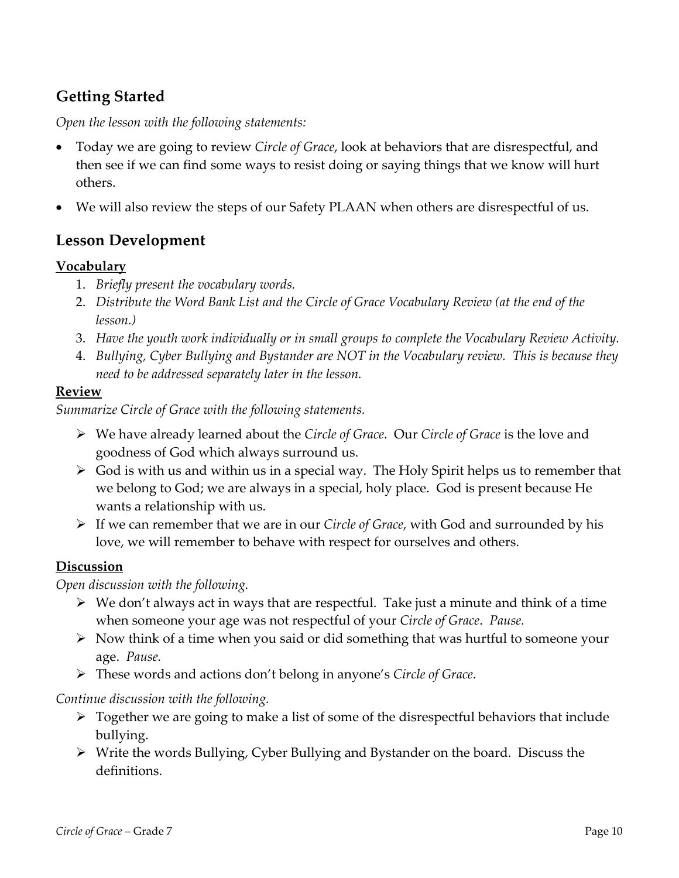## Getting Started

*Open the lesson with the following statements:*

- Today we are going to review *Circle of Grace*, look at behaviors that are disrespectful, and then see if we can find some ways to resist doing or saying things that we know will hurt others.
- We will also review the steps of our Safety PLAAN when others are disrespectful of us.

## Lesson Development

### Vocabulary

1. *Briefly present the vocabulary words.*
2. *Distribute the Word Bank List and the Circle of Grace Vocabulary Review (at the end of the lesson.)*
3. *Have the youth work individually or in small groups to complete the Vocabulary Review Activity.*
4. *Bullying, Cyber Bullying and Bystander are NOT in the Vocabulary review. This is because they need to be addressed separately later in the lesson.*

### Review

*Summarize Circle of Grace with the following statements.*

- We have already learned about the *Circle of Grace*. Our *Circle of Grace* is the love and goodness of God which always surround us.
- God is with us and within us in a special way. The Holy Spirit helps us to remember that we belong to God; we are always in a special, holy place. God is present because He wants a relationship with us.
- If we can remember that we are in our *Circle of Grace*, with God and surrounded by his love, we will remember to behave with respect for ourselves and others.

### Discussion

*Open discussion with the following.*

- We don't always act in ways that are respectful. Take just a minute and think of a time when someone your age was not respectful of your *Circle of Grace*. *Pause.*
- Now think of a time when you said or did something that was hurtful to someone your age. *Pause.*
- These words and actions don't belong in anyone's *Circle of Grace*.

*Continue discussion with the following.*

- Together we are going to make a list of some of the disrespectful behaviors that include bullying.
- Write the words Bullying, Cyber Bullying and Bystander on the board. Discuss the definitions.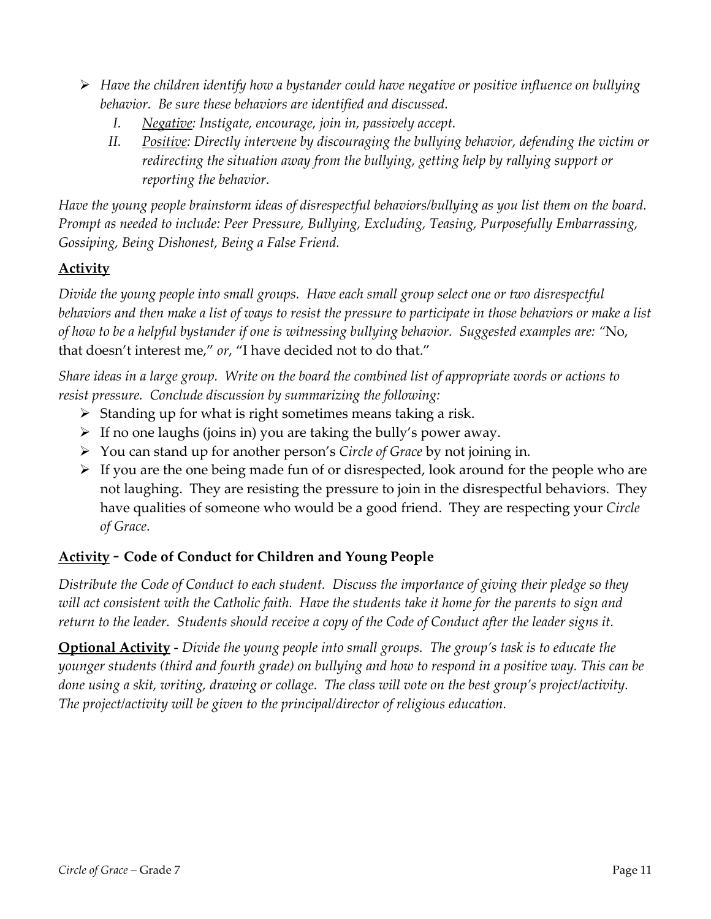- *Have the children identify how a bystander could have negative or positive influence on bullying behavior. Be sure these behaviors are identified and discussed.*
    I. *<u>Negative</u>: Instigate, encourage, join in, passively accept.*
    II. *<u>Positive</u>: Directly intervene by discouraging the bullying behavior, defending the victim or redirecting the situation away from the bullying, getting help by rallying support or reporting the behavior.*

*Have the young people brainstorm ideas of disrespectful behaviors/bullying as you list them on the board. Prompt as needed to include: Peer Pressure, Bullying, Excluding, Teasing, Purposefully Embarrassing, Gossiping, Being Dishonest, Being a False Friend.*

## <u>Activity</u>

*Divide the young people into small groups. Have each small group select one or two disrespectful behaviors and then make a list of ways to resist the pressure to participate in those behaviors or make a list of how to be a helpful bystander if one is witnessing bullying behavior. Suggested examples are:* "No, that doesn't interest me," *or*, "I have decided not to do that."

*Share ideas in a large group. Write on the board the combined list of appropriate words or actions to resist pressure. Conclude discussion by summarizing the following:*

- Standing up for what is right sometimes means taking a risk.
- If no one laughs (joins in) you are taking the bully's power away.
- You can stand up for another person's *Circle of Grace* by not joining in.
- If you are the one being made fun of or disrespected, look around for the people who are not laughing. They are resisting the pressure to join in the disrespectful behaviors. They have qualities of someone who would be a good friend. They are respecting your *Circle of Grace*.

## <u>Activity</u> - Code of Conduct for Children and Young People

*Distribute the Code of Conduct to each student. Discuss the importance of giving their pledge so they will act consistent with the Catholic faith. Have the students take it home for the parents to sign and return to the leader. Students should receive a copy of the Code of Conduct after the leader signs it.*

**<u>Optional Activity</u>** - *Divide the young people into small groups. The group's task is to educate the younger students (third and fourth grade) on bullying and how to respond in a positive way. This can be done using a skit, writing, drawing or collage. The class will vote on the best group's project/activity. The project/activity will be given to the principal/director of religious education.*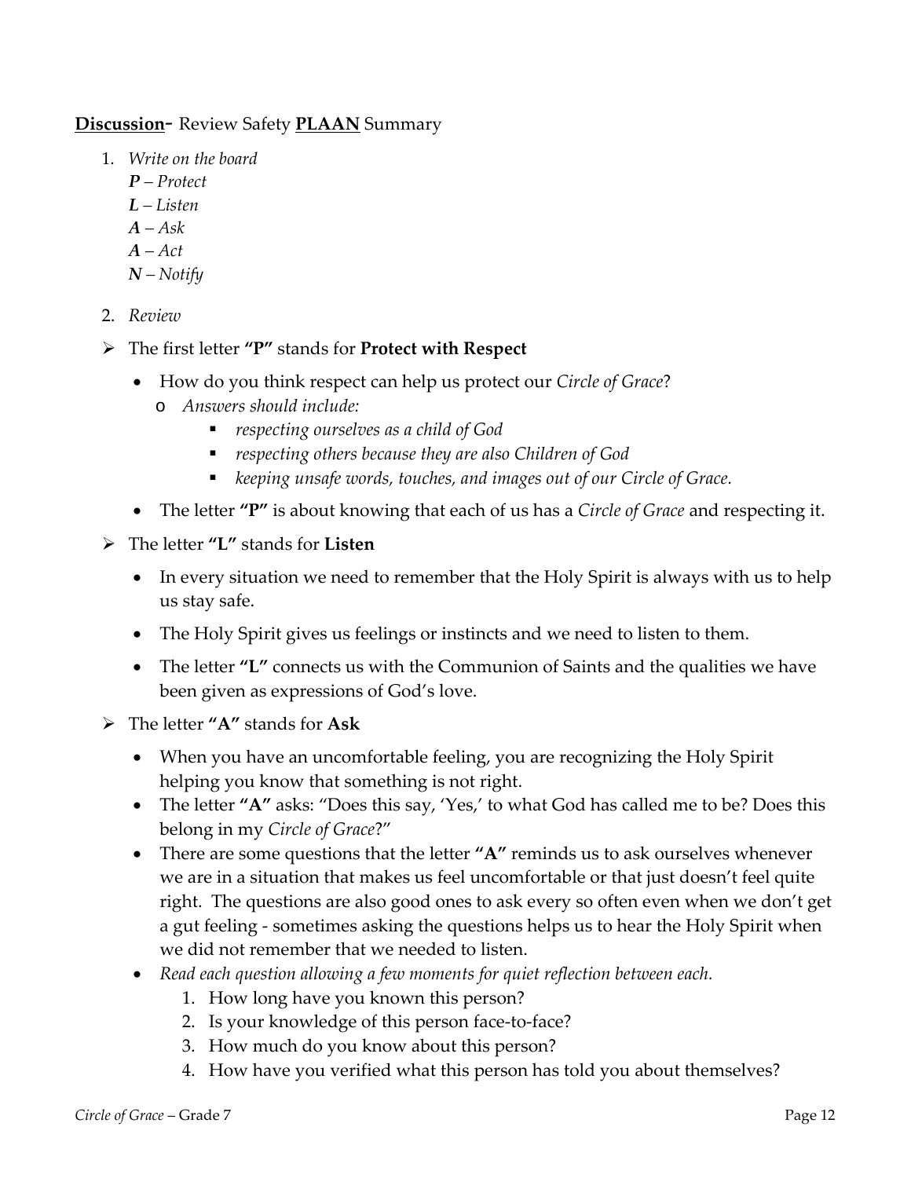**<u>Discussion</u>**- Review Safety **<u>PLAAN</u>** Summary

1. *Write on the board*
   ***P*** *– Protect*
   ***L*** *– Listen*
   ***A*** *– Ask*
   ***A*** *– Act*
   ***N*** *– Notify*
2. *Review*

- The first letter **"P"** stands for **Protect with Respect**
  - How do you think respect can help us protect our *Circle of Grace*?
    - *Answers should include:*
      - *respecting ourselves as a child of God*
      - *respecting others because they are also Children of God*
      - *keeping unsafe words, touches, and images out of our Circle of Grace.*
  - The letter **"P"** is about knowing that each of us has a *Circle of Grace* and respecting it.
- The letter **"L"** stands for **Listen**
  - In every situation we need to remember that the Holy Spirit is always with us to help us stay safe.
  - The Holy Spirit gives us feelings or instincts and we need to listen to them.
  - The letter **"L"** connects us with the Communion of Saints and the qualities we have been given as expressions of God's love.
- The letter **"A"** stands for **Ask**
  - When you have an uncomfortable feeling, you are recognizing the Holy Spirit helping you know that something is not right.
  - The letter **"A"** asks: "Does this say, 'Yes,' to what God has called me to be? Does this belong in my *Circle of Grace*?"
  - There are some questions that the letter **"A"** reminds us to ask ourselves whenever we are in a situation that makes us feel uncomfortable or that just doesn't feel quite right. The questions are also good ones to ask every so often even when we don't get a gut feeling - sometimes asking the questions helps us to hear the Holy Spirit when we did not remember that we needed to listen.
  - *Read each question allowing a few moments for quiet reflection between each.*
    1. How long have you known this person?
    2. Is your knowledge of this person face-to-face?
    3. How much do you know about this person?
    4. How have you verified what this person has told you about themselves?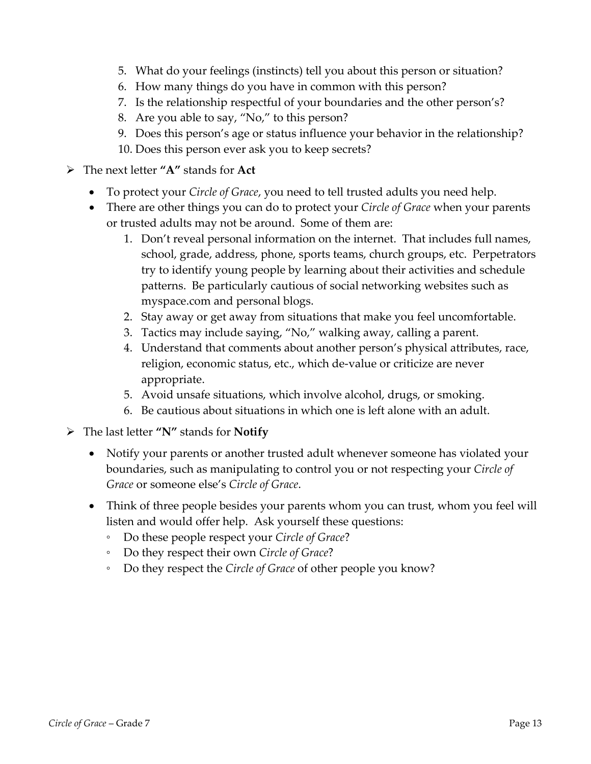5. What do your feelings (instincts) tell you about this person or situation?
6. How many things do you have in common with this person?
7. Is the relationship respectful of your boundaries and the other person's?
8. Are you able to say, "No," to this person?
9. Does this person's age or status influence your behavior in the relationship?
10. Does this person ever ask you to keep secrets?

- The next letter **"A"** stands for **Act**
  - To protect your *Circle of Grace*, you need to tell trusted adults you need help.
  - There are other things you can do to protect your *Circle of Grace* when your parents or trusted adults may not be around. Some of them are:
    1. Don't reveal personal information on the internet. That includes full names, school, grade, address, phone, sports teams, church groups, etc. Perpetrators try to identify young people by learning about their activities and schedule patterns. Be particularly cautious of social networking websites such as myspace.com and personal blogs.
    2. Stay away or get away from situations that make you feel uncomfortable.
    3. Tactics may include saying, "No," walking away, calling a parent.
    4. Understand that comments about another person's physical attributes, race, religion, economic status, etc., which de-value or criticize are never appropriate.
    5. Avoid unsafe situations, which involve alcohol, drugs, or smoking.
    6. Be cautious about situations in which one is left alone with an adult.

- The last letter **"N"** stands for **Notify**
  - Notify your parents or another trusted adult whenever someone has violated your boundaries, such as manipulating to control you or not respecting your *Circle of Grace* or someone else's *Circle of Grace*.
  - Think of three people besides your parents whom you can trust, whom you feel will listen and would offer help. Ask yourself these questions:
    - Do these people respect your *Circle of Grace*?
    - Do they respect their own *Circle of Grace*?
    - Do they respect the *Circle of Grace* of other people you know?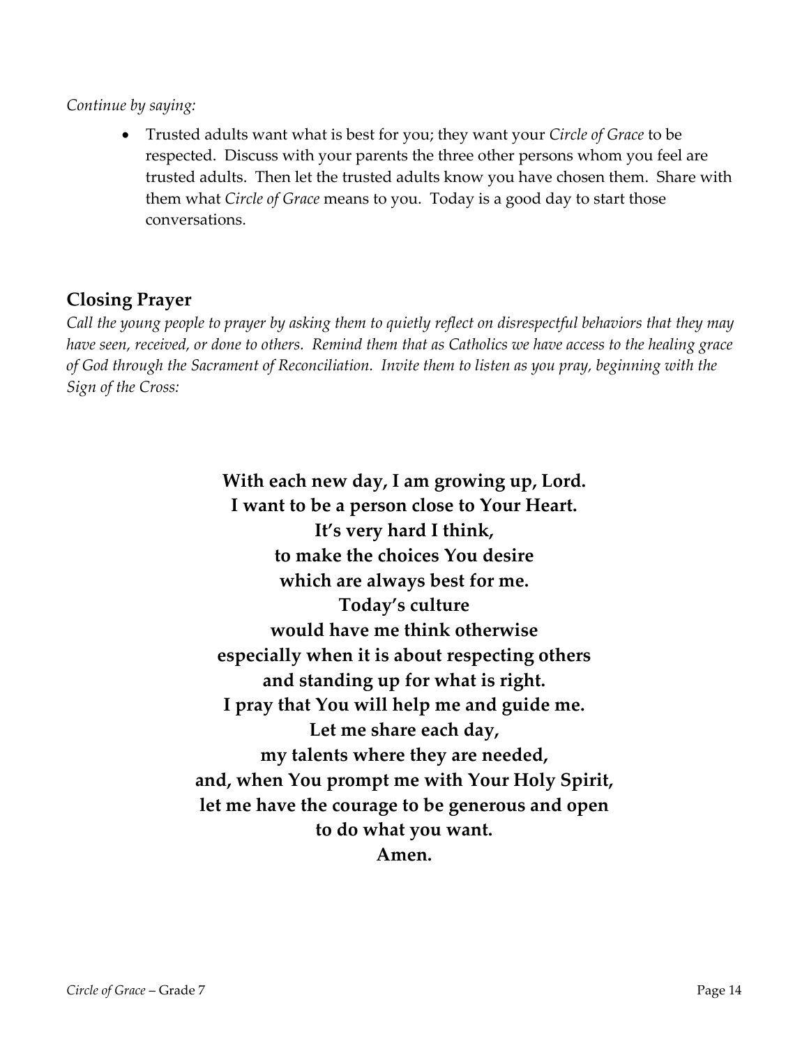*Continue by saying:*

- Trusted adults want what is best for you; they want your *Circle of Grace* to be respected. Discuss with your parents the three other persons whom you feel are trusted adults. Then let the trusted adults know you have chosen them. Share with them what *Circle of Grace* means to you. Today is a good day to start those conversations.

## Closing Prayer

*Call the young people to prayer by asking them to quietly reflect on disrespectful behaviors that they may have seen, received, or done to others. Remind them that as Catholics we have access to the healing grace of God through the Sacrament of Reconciliation. Invite them to listen as you pray, beginning with the Sign of the Cross:*

**With each new day, I am growing up, Lord.**
**I want to be a person close to Your Heart.**
**It's very hard I think,**
**to make the choices You desire**
**which are always best for me.**
**Today's culture**
**would have me think otherwise**
**especially when it is about respecting others**
**and standing up for what is right.**
**I pray that You will help me and guide me.**
**Let me share each day,**
**my talents where they are needed,**
**and, when You prompt me with Your Holy Spirit,**
**let me have the courage to be generous and open**
**to do what you want.**
**Amen.**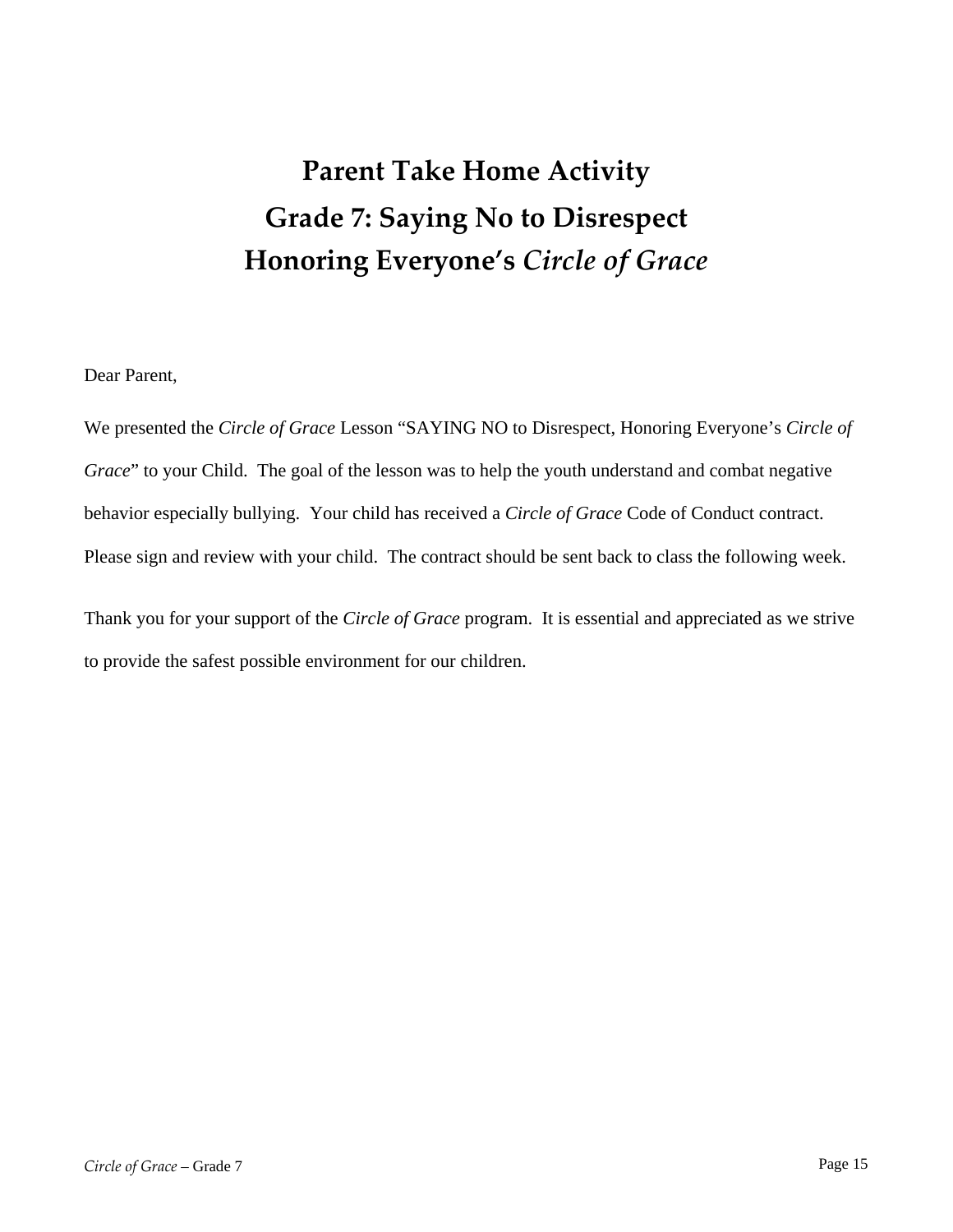# Parent Take Home Activity

# Grade 7: Saying No to Disrespect

# Honoring Everyone's *Circle of Grace*

Dear Parent,

We presented the *Circle of Grace* Lesson "SAYING NO to Disrespect, Honoring Everyone's *Circle of Grace*" to your Child. The goal of the lesson was to help the youth understand and combat negative behavior especially bullying. Your child has received a *Circle of Grace* Code of Conduct contract. Please sign and review with your child. The contract should be sent back to class the following week.

Thank you for your support of the *Circle of Grace* program. It is essential and appreciated as we strive to provide the safest possible environment for our children.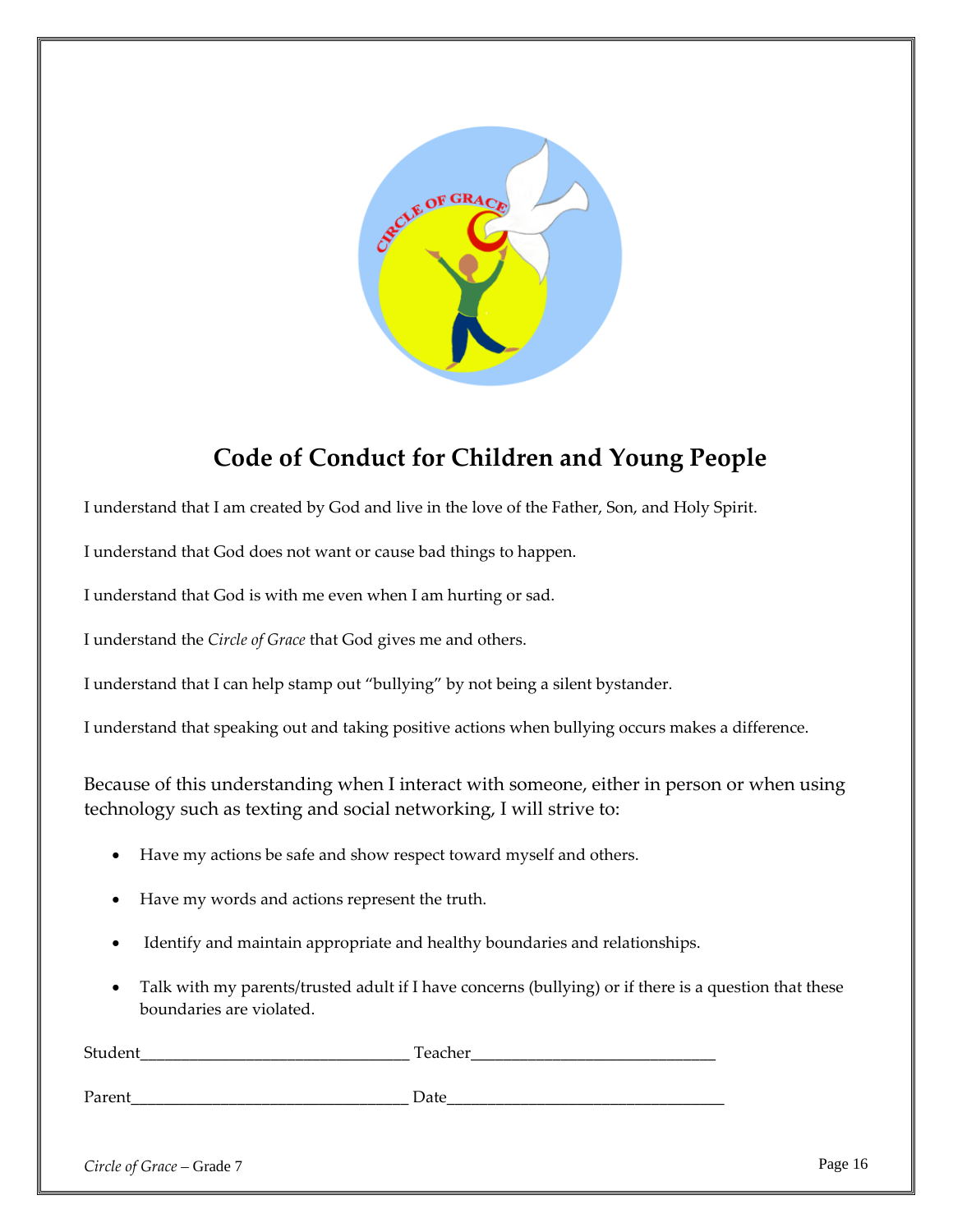# Code of Conduct for Children and Young People

I understand that I am created by God and live in the love of the Father, Son, and Holy Spirit.

I understand that God does not want or cause bad things to happen.

I understand that God is with me even when I am hurting or sad.

I understand the *Circle of Grace* that God gives me and others.

I understand that I can help stamp out "bullying" by not being a silent bystander.

I understand that speaking out and taking positive actions when bullying occurs makes a difference.

Because of this understanding when I interact with someone, either in person or when using technology such as texting and social networking, I will strive to:

- Have my actions be safe and show respect toward myself and others.
- Have my words and actions represent the truth.
- Identify and maintain appropriate and healthy boundaries and relationships.
- Talk with my parents/trusted adult if I have concerns (bullying) or if there is a question that these boundaries are violated.

Student_________________________________ Teacher______________________________

Parent__________________________________ Date__________________________________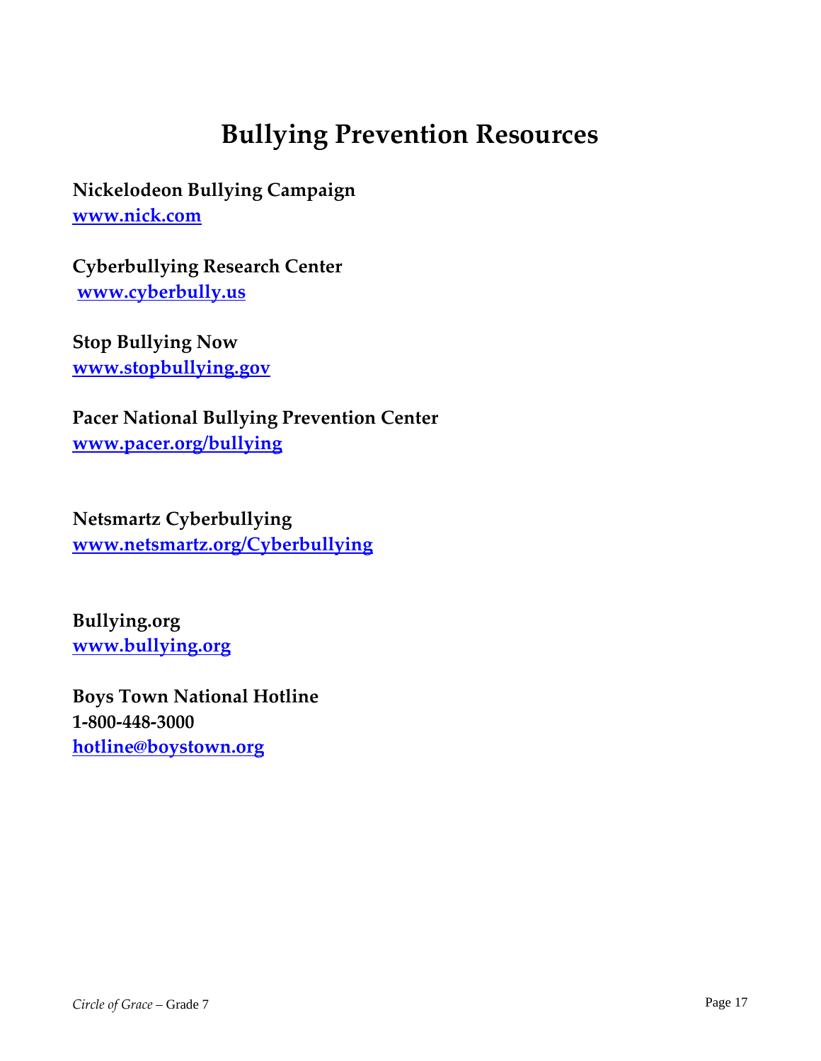# Bullying Prevention Resources

**Nickelodeon Bullying Campaign**
**www.nick.com**

**Cyberbullying Research Center**
**www.cyberbully.us**

**Stop Bullying Now**
**www.stopbullying.gov**

**Pacer National Bullying Prevention Center**
**www.pacer.org/bullying**

**Netsmartz Cyberbullying**
**www.netsmartz.org/Cyberbullying**

**Bullying.org**
**www.bullying.org**

**Boys Town National Hotline**
**1-800-448-3000**
**hotline@boystown.org**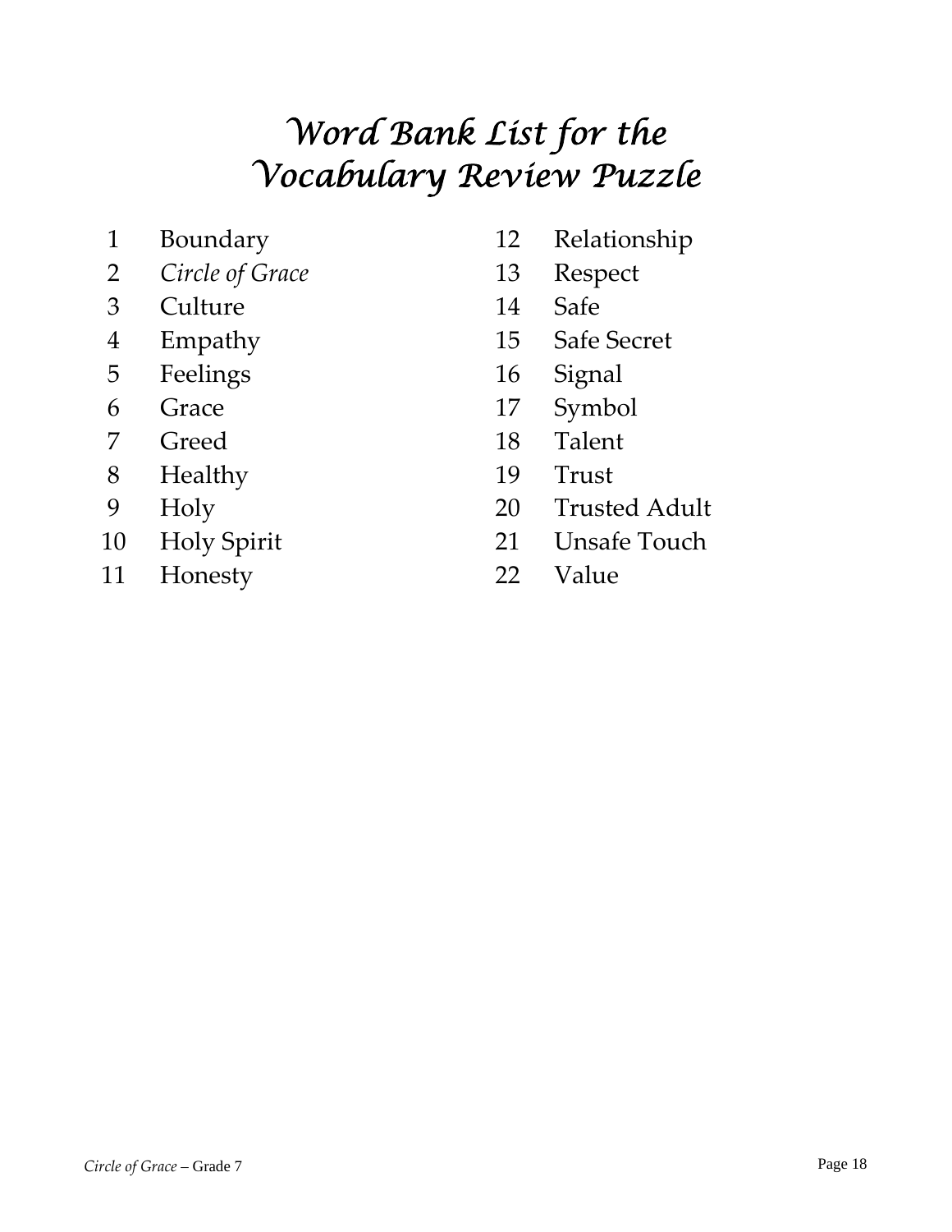# *Word Bank List for the Vocabulary Review Puzzle*

1. Boundary
2. *Circle of Grace*
3. Culture
4. Empathy
5. Feelings
6. Grace
7. Greed
8. Healthy
9. Holy
10. Holy Spirit
11. Honesty
12. Relationship
13. Respect
14. Safe
15. Safe Secret
16. Signal
17. Symbol
18. Talent
19. Trust
20. Trusted Adult
21. Unsafe Touch
22. Value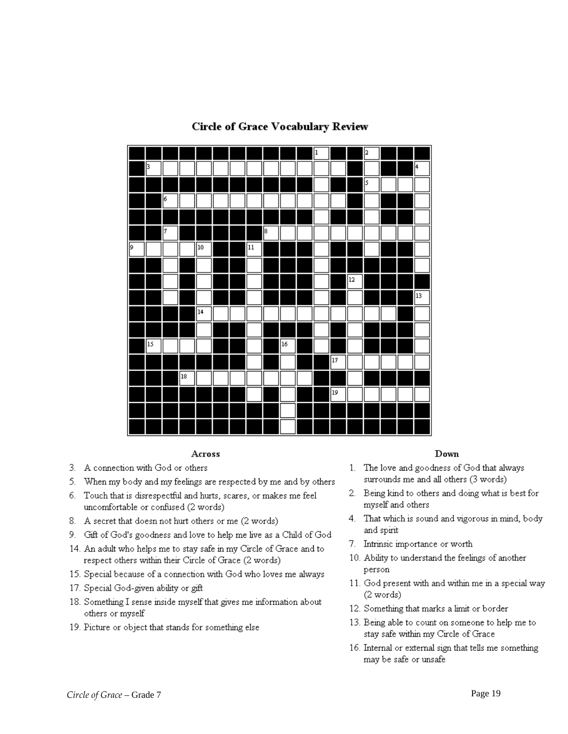# Circle of Grace Vocabulary Review

### Across

3. A connection with God or others
5. When my body and my feelings are respected by me and by others
6. Touch that is disrespectful and hurts, scares, or makes me feel uncomfortable or confused (2 words)
8. A secret that doesn not hurt others or me (2 words)
9. Gift of God's goodness and love to help me live as a Child of God
14. An adult who helps me to stay safe in my Circle of Grace and to respect others within their Circle of Grace (2 words)
15. Special because of a connection with God who loves me always
17. Special God-given ability or gift
18. Something I sense inside myself that gives me information about others or myself
19. Picture or object that stands for something else

### Down

1. The love and goodness of God that always surrounds me and all others (3 words)
2. Being kind to others and doing what is best for myself and others
4. That which is sound and vigorous in mind, body and spirit
7. Intrinsic importance or worth
10. Ability to understand the feelings of another person
11. God present with and within me in a special way (2 words)
12. Something that marks a limit or border
13. Being able to count on someone to help me to stay safe within my Circle of Grace
16. Internal or external sign that tells me something may be safe or unsafe

*Circle of Grace* – Grade 7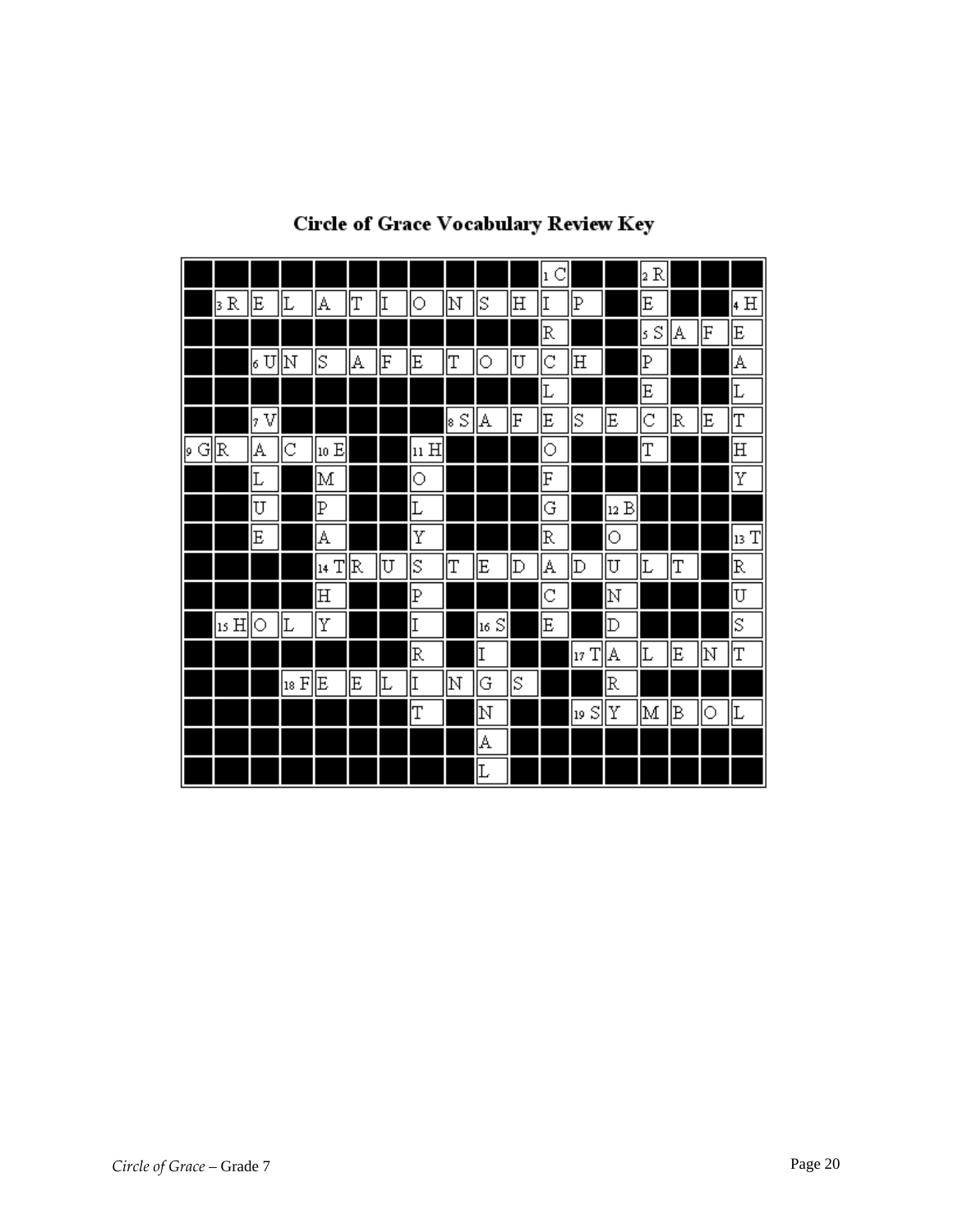# Circle of Grace Vocabulary Review Key

| | | | | | | | | | | | | | | | | | |
|---|---|---|---|---|---|---|---|---|---|---|---|---|---|---|---|---|---|
| | | | | | | | | | | | 1 C | | | 2 R | | | |
| | 3 R | E | L | A | T | I | O | N | S | H | I | P | | E | | | 4 H |
| | | | | | | | | | | | R | | | 5 S | A | F | E |
| | | 6 U | N | S | A | F | E | T | O | U | C | H | | P | | | A |
| | | | | | | | | | | | L | | | E | | | L |
| | | 7 V | | | | | | 8 S | A | F | E | S | E | C | R | E | T |
| 9 G | R | A | C | 10 E | | | 11 H | | | | O | | | T | | | H |
| | | L | | M | | | O | | | | F | | | | | | Y |
| | | U | | P | | | L | | | | G | | 12 B | | | | |
| | | E | | A | | | Y | | | | R | | O | | | | 13 T |
| | | | | 14 T | R | U | S | T | E | D | A | D | U | L | T | | R |
| | | | | H | | | P | | | | C | | N | | | | U |
| | 15 H | O | L | Y | | | I | | 16 S | | E | | D | | | | S |
| | | | | | | | R | | I | | | 17 T | A | L | E | N | T |
| | | | 18 F | E | E | L | I | N | G | S | | | R | | | | |
| | | | | | | | T | | N | | | 19 S | Y | M | B | O | L |
| | | | | | | | | | A | | | | | | | | |
| | | | | | | | | | L | | | | | | | | |

*Circle of Grace* – Grade 7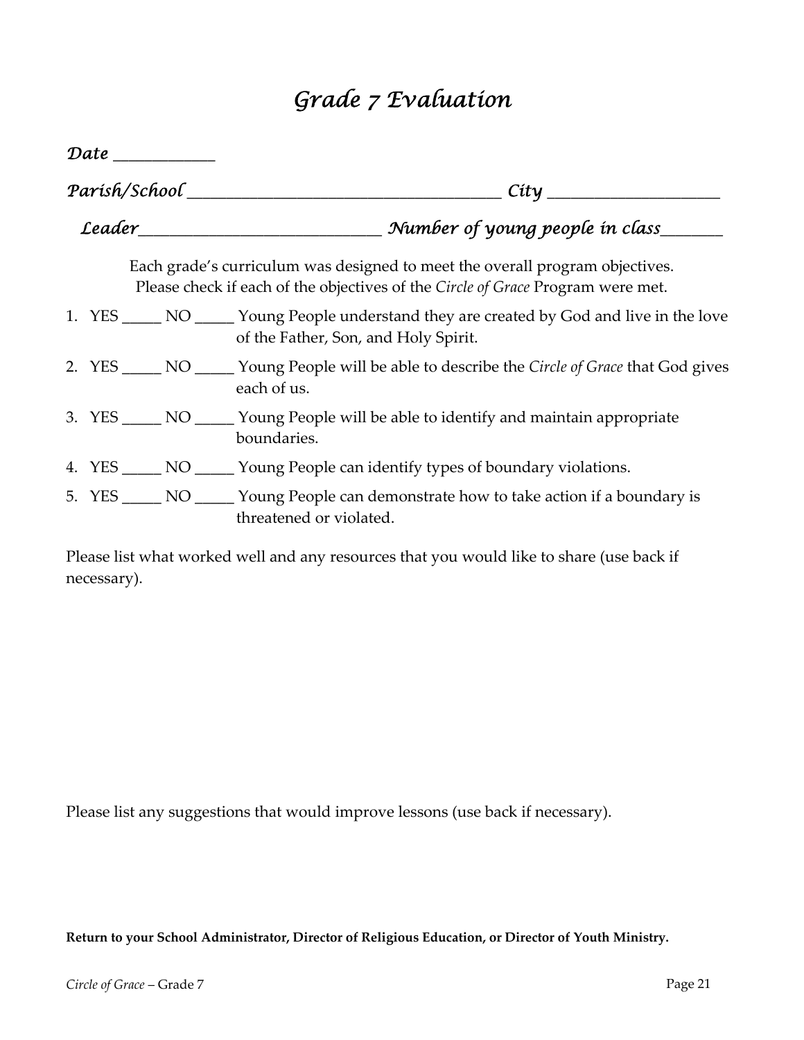# *Grade 7 Evaluation*

*Date* ____________

*Parish/School* ______________________________________ *City* ____________________

*Leader*_____________________________ *Number of young people in class*_______

Each grade's curriculum was designed to meet the overall program objectives. Please check if each of the objectives of the *Circle of Grace* Program were met.

1. YES _____ NO _____ Young People understand they are created by God and live in the love of the Father, Son, and Holy Spirit.
2. YES _____ NO _____ Young People will be able to describe the *Circle of Grace* that God gives each of us.
3. YES _____ NO _____ Young People will be able to identify and maintain appropriate boundaries.
4. YES _____ NO _____ Young People can identify types of boundary violations.
5. YES _____ NO _____ Young People can demonstrate how to take action if a boundary is threatened or violated.

Please list what worked well and any resources that you would like to share (use back if necessary).

Please list any suggestions that would improve lessons (use back if necessary).

**Return to your School Administrator, Director of Religious Education, or Director of Youth Ministry.**